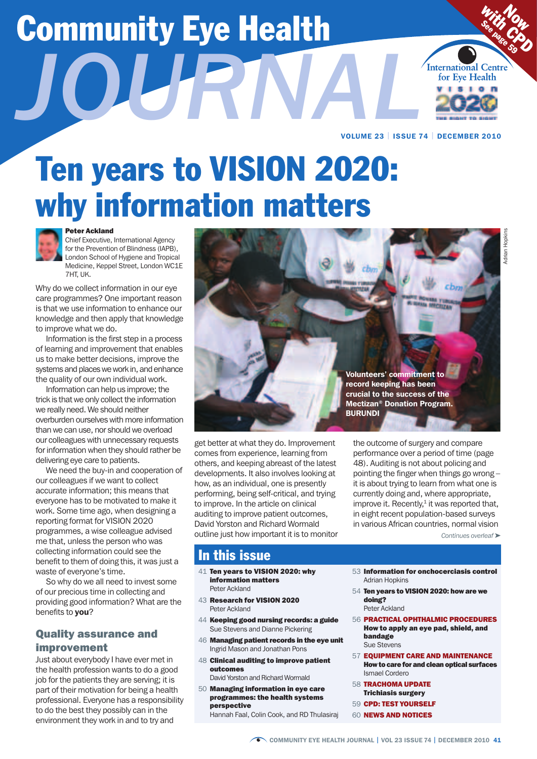# Community Eye Health JOURNAL

Now with CPD See page 59

International Centre for Eye Health

VISION 2020 THE RIGHT TO SIGHT

VOLUME 23 | ISSUE 74 | DECEMBER 2010

# Ten years to VISION 2020: why information matters

**Peter Ackland**
Chief Executive, International Agency for the Prevention of Blindness (IAPB), London School of Hygiene and Tropical Medicine, Keppel Street, London WC1E 7HT, UK.

Why do we collect information in our eye care programmes? One important reason is that we use information to enhance our knowledge and then apply that knowledge to improve what we do.

Information is the first step in a process of learning and improvement that enables us to make better decisions, improve the systems and places we work in, and enhance the quality of our own individual work.

Information can help us improve; the trick is that we only collect the information we really need. We should neither overburden ourselves with more information than we can use, nor should we overload our colleagues with unnecessary requests for information when they should rather be delivering eye care to patients.

We need the buy-in and cooperation of our colleagues if we want to collect accurate information; this means that everyone has to be motivated to make it work. Some time ago, when designing a reporting format for VISION 2020 programmes, a wise colleague advised me that, unless the person who was collecting information could see the benefit to them of doing this, it was just a waste of everyone's time.

So why do we all need to invest some of our precious time in collecting and providing good information? What are the benefits to **you**?

## Quality assurance and improvement

Just about everybody I have ever met in the health profession wants to do a good job for the patients they are serving; it is part of their motivation for being a health professional. Everyone has a responsibility to do the best they possibly can in the environment they work in and to try and get better at what they do. Improvement comes from experience, learning from others, and keeping abreast of the latest developments. It also involves looking at how, as an individual, one is presently performing, being self-critical, and trying to improve. In the article on clinical auditing to improve patient outcomes, David Yorston and Richard Wormald outline just how important it is to monitor the outcome of surgery and compare performance over a period of time (page 48). Auditing is not about policing and pointing the finger when things go wrong – it is about trying to learn from what one is currently doing and, where appropriate, improve it. Recently,[1] it was reported that, in eight recent population-based surveys in various African countries, normal vision

*Continues overleaf ➤*

Adrian Hopkins

Volunteers' commitment to record keeping has been crucial to the success of the Mectizan® Donation Program. BURUNDI

## In this issue

41 **Ten years to VISION 2020: why information matters**
Peter Ackland

43 **Research for VISION 2020**
Peter Ackland

44 **Keeping good nursing records: a guide**
Sue Stevens and Dianne Pickering

46 **Managing patient records in the eye unit**
Ingrid Mason and Jonathan Pons

48 **Clinical auditing to improve patient outcomes**
David Yorston and Richard Wormald

50 **Managing information in eye care programmes: the health systems perspective**
Hannah Faal, Colin Cook, and RD Thulasiraj

53 **Information for onchocerciasis control**
Adrian Hopkins

54 **Ten years to VISION 2020: how are we doing?**
Peter Ackland

56 **PRACTICAL OPHTHALMIC PROCEDURES**
**How to apply an eye pad, shield, and bandage**
Sue Stevens

57 **EQUIPMENT CARE AND MAINTENANCE**
**How to care for and clean optical surfaces**
Ismael Cordero

58 **TRACHOMA UPDATE**
**Trichiasis surgery**

59 **CPD: TEST YOURSELF**

60 **NEWS AND NOTICES**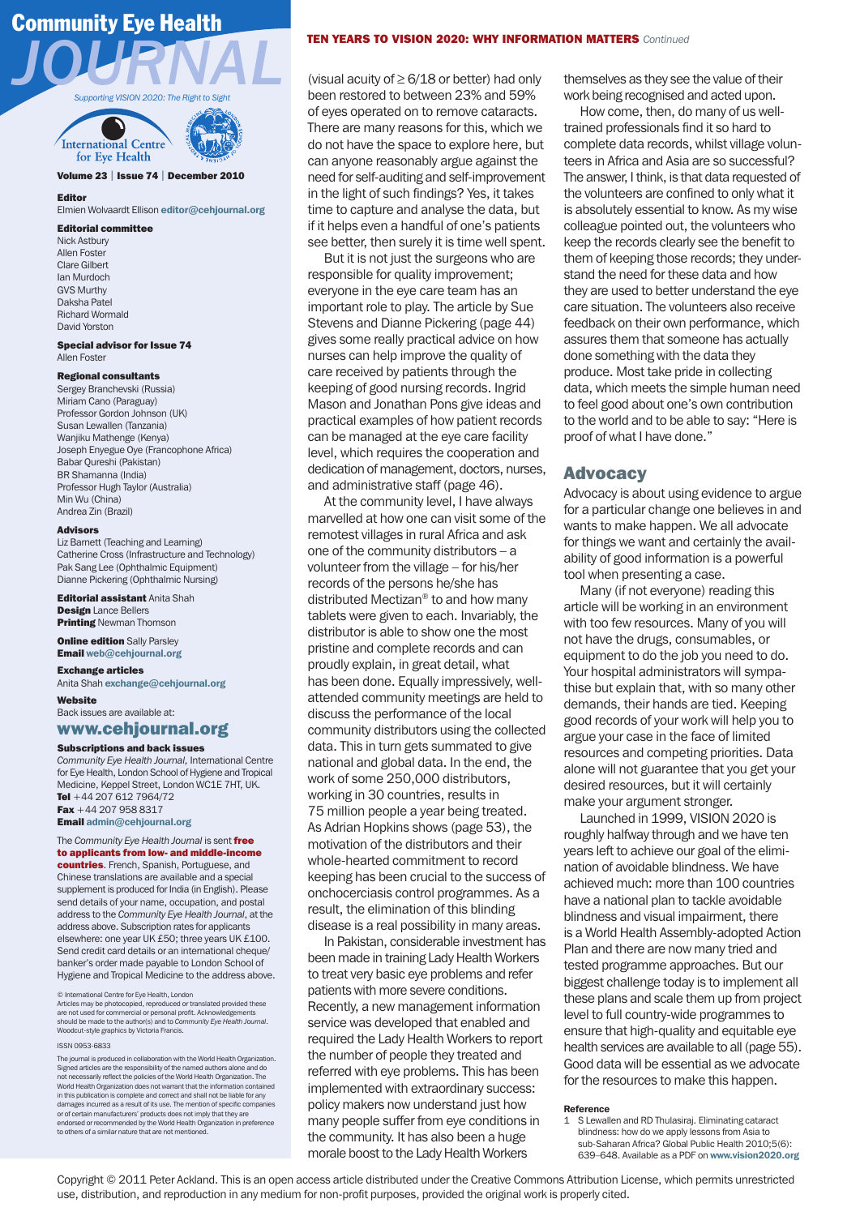## TEN YEARS TO VISION 2020: WHY INFORMATION MATTERS *Continued*

(visual acuity of ≥ 6/18 or better) had only been restored to between 23% and 59% of eyes operated on to remove cataracts. There are many reasons for this, which we do not have the space to explore here, but can anyone reasonably argue against the need for self-auditing and self-improvement in the light of such findings? Yes, it takes time to capture and analyse the data, but if it helps even a handful of one's patients see better, then surely it is time well spent.

But it is not just the surgeons who are responsible for quality improvement; everyone in the eye care team has an important role to play. The article by Sue Stevens and Dianne Pickering (page 44) gives some really practical advice on how nurses can help improve the quality of care received by patients through the keeping of good nursing records. Ingrid Mason and Jonathan Pons give ideas and practical examples of how patient records can be managed at the eye care facility level, which requires the cooperation and dedication of management, doctors, nurses, and administrative staff (page 46).

At the community level, I have always marvelled at how one can visit some of the remotest villages in rural Africa and ask one of the community distributors – a volunteer from the village – for his/her records of the persons he/she has distributed Mectizan® to and how many tablets were given to each. Invariably, the distributor is able to show one the most pristine and complete records and can proudly explain, in great detail, what has been done. Equally impressively, well-attended community meetings are held to discuss the performance of the local community distributors using the collected data. This in turn gets summated to give national and global data. In the end, the work of some 250,000 distributors, working in 30 countries, results in 75 million people a year being treated. As Adrian Hopkins shows (page 53), the motivation of the distributors and their whole-hearted commitment to record keeping has been crucial to the success of onchocerciasis control programmes. As a result, the elimination of this blinding disease is a real possibility in many areas.

In Pakistan, considerable investment has been made in training Lady Health Workers to treat very basic eye problems and refer patients with more severe conditions. Recently, a new management information service was developed that enabled and required the Lady Health Workers to report the number of people they treated and referred with eye problems. This has been implemented with extraordinary success: policy makers now understand just how many people suffer from eye conditions in the community. It has also been a huge morale boost to the Lady Health Workers themselves as they see the value of their work being recognised and acted upon.

How come, then, do many of us well-trained professionals find it so hard to complete data records, whilst village volunteers in Africa and Asia are so successful? The answer, I think, is that data requested of the volunteers are confined to only what it is absolutely essential to know. As my wise colleague pointed out, the volunteers who keep the records clearly see the benefit to them of keeping those records; they understand the need for these data and how they are used to better understand the eye care situation. The volunteers also receive feedback on their own performance, which assures them that someone has actually done something with the data they produce. Most take pride in collecting data, which meets the simple human need to feel good about one's own contribution to the world and to be able to say: "Here is proof of what I have done."

## Advocacy

Advocacy is about using evidence to argue for a particular change one believes in and wants to make happen. We all advocate for things we want and certainly the availability of good information is a powerful tool when presenting a case.

Many (if not everyone) reading this article will be working in an environment with too few resources. Many of you will not have the drugs, consumables, or equipment to do the job you need to do. Your hospital administrators will sympathise but explain that, with so many other demands, their hands are tied. Keeping good records of your work will help you to argue your case in the face of limited resources and competing priorities. Data alone will not guarantee that you get your desired resources, but it will certainly make your argument stronger.

Launched in 1999, VISION 2020 is roughly halfway through and we have ten years left to achieve our goal of the elimination of avoidable blindness. We have achieved much: more than 100 countries have a national plan to tackle avoidable blindness and visual impairment, there is a World Health Assembly-adopted Action Plan and there are now many tried and tested programme approaches. But our biggest challenge today is to implement all these plans and scale them up from project level to full country-wide programmes to ensure that high-quality and equitable eye health services are available to all (page 55). Good data will be essential as we advocate for the resources to make this happen.

### Reference

1 S Lewallen and RD Thulasiraj. Eliminating cataract blindness: how do we apply lessons from Asia to sub-Saharan Africa? Global Public Health 2010;5(6): 639–648. Available as a PDF on **www.vision2020.org**

---

**Community Eye Health JOURNAL**

*Supporting VISION 2020: The Right to Sight*

International Centre for Eye Health

**Volume 23 | Issue 74 | December 2010**

**Editor**
Elmien Wolvaardt Ellison **editor@cehjournal.org**

**Editorial committee**
Nick Astbury
Allen Foster
Clare Gilbert
Ian Murdoch
GVS Murthy
Daksha Patel
Richard Wormald
David Yorston

**Special advisor for Issue 74**
Allen Foster

**Regional consultants**
Sergey Branchevski (Russia)
Miriam Cano (Paraguay)
Professor Gordon Johnson (UK)
Susan Lewallen (Tanzania)
Wanjiku Mathenge (Kenya)
Joseph Enyegue Oye (Francophone Africa)
Babar Qureshi (Pakistan)
BR Shamanna (India)
Professor Hugh Taylor (Australia)
Min Wu (China)
Andrea Zin (Brazil)

**Advisors**
Liz Barnett (Teaching and Learning)
Catherine Cross (Infrastructure and Technology)
Pak Sang Lee (Ophthalmic Equipment)
Dianne Pickering (Ophthalmic Nursing)

**Editorial assistant** Anita Shah
**Design** Lance Bellers
**Printing** Newman Thomson

**Online edition** Sally Parsley
**Email** **web@cehjournal.org**

**Exchange articles**
Anita Shah **exchange@cehjournal.org**

**Website**
Back issues are available at:
**www.cehjournal.org**

**Subscriptions and back issues**
*Community Eye Health Journal*, International Centre for Eye Health, London School of Hygiene and Tropical Medicine, Keppel Street, London WC1E 7HT, UK.
**Tel** +44 207 612 7964/72
**Fax** +44 207 958 8317
**Email** **admin@cehjournal.org**

The *Community Eye Health Journal* is sent **free to applicants from low- and middle-income countries**. French, Spanish, Portuguese, and Chinese translations are available and a special supplement is produced for India (in English). Please send details of your name, occupation, and postal address to the *Community Eye Health Journal*, at the address above. Subscription rates for applicants elsewhere: one year UK £50; three years UK £100. Send credit card details or an international cheque/banker's order made payable to London School of Hygiene and Tropical Medicine to the address above.

© International Centre for Eye Health, London
Articles may be photocopied, reproduced or translated provided these are not used for commercial or personal profit. Acknowledgements should be made to the author(s) and to *Community Eye Health Journal*. Woodcut-style graphics by Victoria Francis.

ISSN 0953-6833

The journal is produced in collaboration with the World Health Organization. Signed articles are the responsibility of the named authors alone and do not necessarily reflect the policies of the World Health Organization. The World Health Organization does not warrant that the information contained in this publication is complete and correct and shall not be liable for any damages incurred as a result of its use. The mention of specific companies or of certain manufacturers' products does not imply that they are endorsed or recommended by the World Health Organization in preference to others of a similar nature that are not mentioned.

---

Copyright © 2011 Peter Ackland. This is an open access article distributed under the Creative Commons Attribution License, which permits unrestricted use, distribution, and reproduction in any medium for non-profit purposes, provided the original work is properly cited.